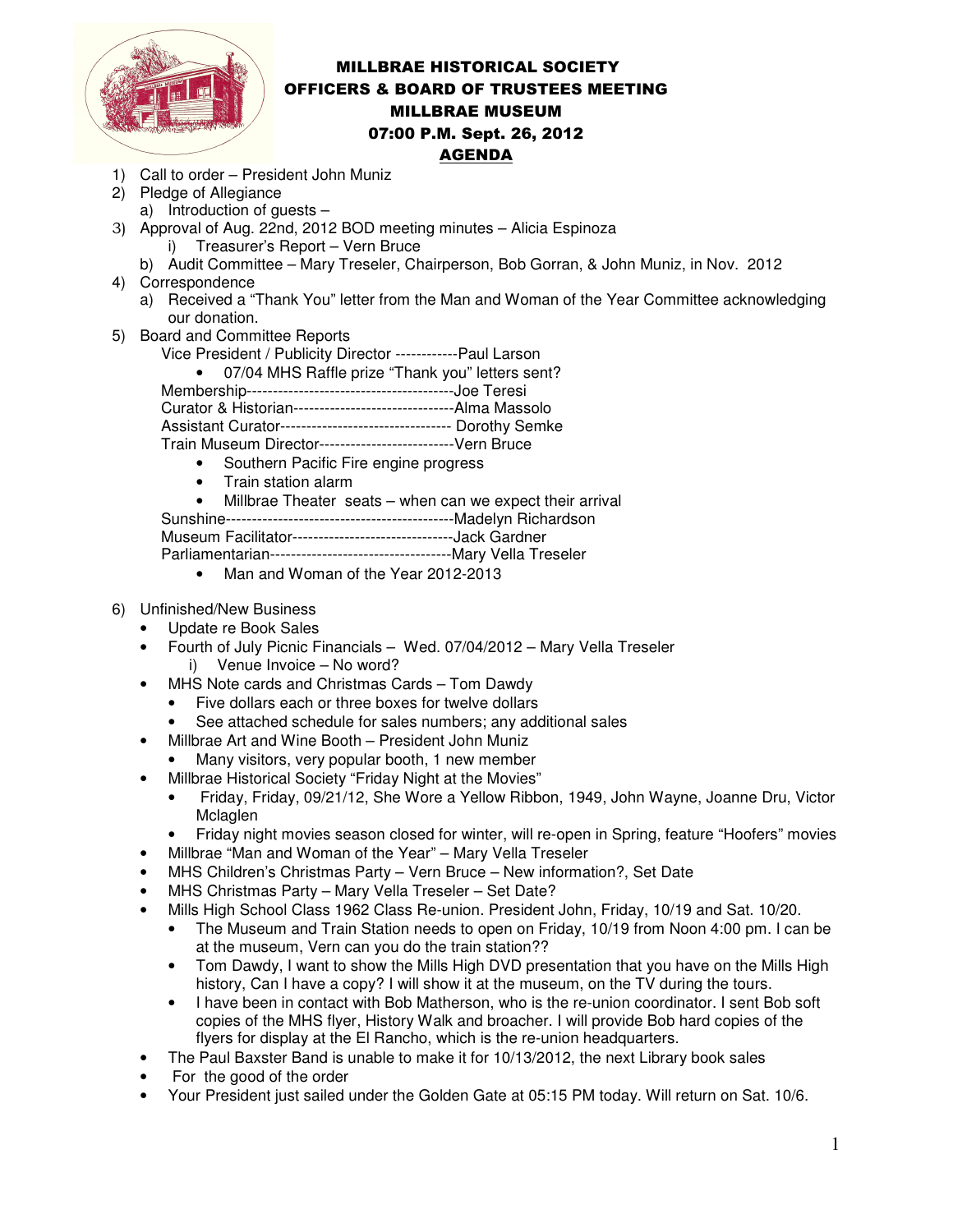# MILLBRAE HISTORICAL SOCIETY
## OFFICERS & BOARD OF TRUSTEES MEETING
## MILLBRAE MUSEUM
## 07:00 P.M. Sept. 26, 2012
## AGENDA

1) Call to order – President John Muniz
2) Pledge of Allegiance
   a) Introduction of guests –
3) Approval of Aug. 22nd, 2012 BOD meeting minutes – Alicia Espinoza
   i) Treasurer's Report – Vern Bruce
   b) Audit Committee – Mary Treseler, Chairperson, Bob Gorran, & John Muniz, in Nov. 2012
4) Correspondence
   a) Received a "Thank You" letter from the Man and Woman of the Year Committee acknowledging our donation.
5) Board and Committee Reports
   Vice President / Publicity Director ------------Paul Larson
   - 07/04 MHS Raffle prize "Thank you" letters sent?

   Membership----------------------------------------Joe Teresi
   Curator & Historian-------------------------------Alma Massolo
   Assistant Curator--------------------------------- Dorothy Semke
   Train Museum Director--------------------------Vern Bruce
   - Southern Pacific Fire engine progress
   - Train station alarm
   - Millbrae Theater seats – when can we expect their arrival

   Sunshine--------------------------------------------Madelyn Richardson
   Museum Facilitator-------------------------------Jack Gardner
   Parliamentarian-----------------------------------Mary Vella Treseler
   - Man and Woman of the Year 2012-2013

6) Unfinished/New Business
   - Update re Book Sales
   - Fourth of July Picnic Financials – Wed. 07/04/2012 – Mary Vella Treseler
     i) Venue Invoice – No word?
   - MHS Note cards and Christmas Cards – Tom Dawdy
     - Five dollars each or three boxes for twelve dollars
     - See attached schedule for sales numbers; any additional sales
   - Millbrae Art and Wine Booth – President John Muniz
     - Many visitors, very popular booth, 1 new member
   - Millbrae Historical Society "Friday Night at the Movies"
     - Friday, Friday, 09/21/12, She Wore a Yellow Ribbon, 1949, John Wayne, Joanne Dru, Victor Mclaglen
     - Friday night movies season closed for winter, will re-open in Spring, feature "Hoofers" movies
   - Millbrae "Man and Woman of the Year" – Mary Vella Treseler
   - MHS Children's Christmas Party – Vern Bruce – New information?, Set Date
   - MHS Christmas Party – Mary Vella Treseler – Set Date?
   - Mills High School Class 1962 Class Re-union. President John, Friday, 10/19 and Sat. 10/20.
     - The Museum and Train Station needs to open on Friday, 10/19 from Noon 4:00 pm. I can be at the museum, Vern can you do the train station??
     - Tom Dawdy, I want to show the Mills High DVD presentation that you have on the Mills High history, Can I have a copy? I will show it at the museum, on the TV during the tours.
     - I have been in contact with Bob Matherson, who is the re-union coordinator. I sent Bob soft copies of the MHS flyer, History Walk and broacher. I will provide Bob hard copies of the flyers for display at the El Rancho, which is the re-union headquarters.
   - The Paul Baxster Band is unable to make it for 10/13/2012, the next Library book sales
   - For the good of the order
   - Your President just sailed under the Golden Gate at 05:15 PM today. Will return on Sat. 10/6.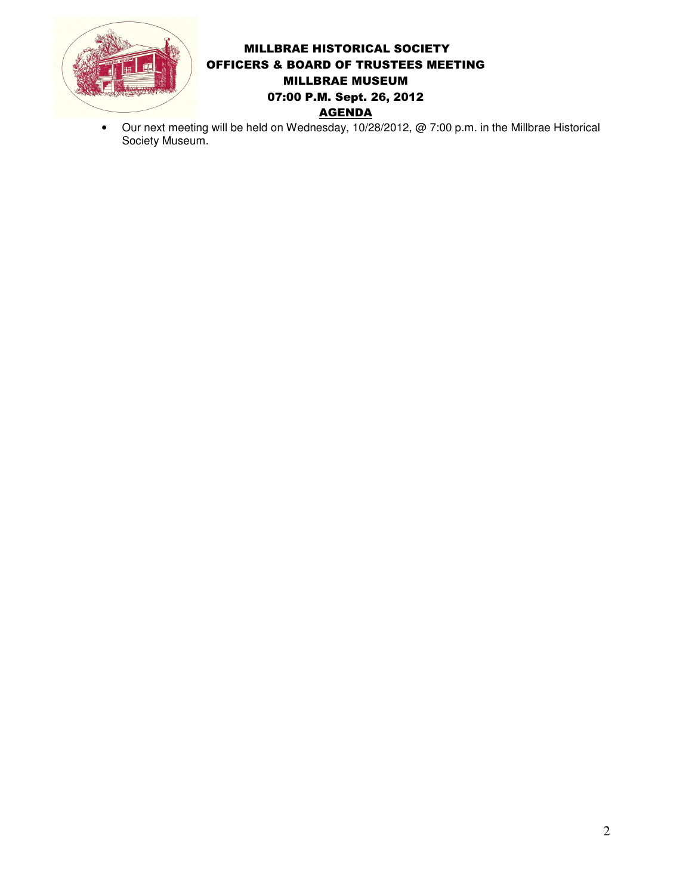# MILLBRAE HISTORICAL SOCIETY
## OFFICERS & BOARD OF TRUSTEES MEETING
## MILLBRAE MUSEUM
## 07:00 P.M. Sept. 26, 2012
## AGENDA

- Our next meeting will be held on Wednesday, 10/28/2012, @ 7:00 p.m. in the Millbrae Historical Society Museum.